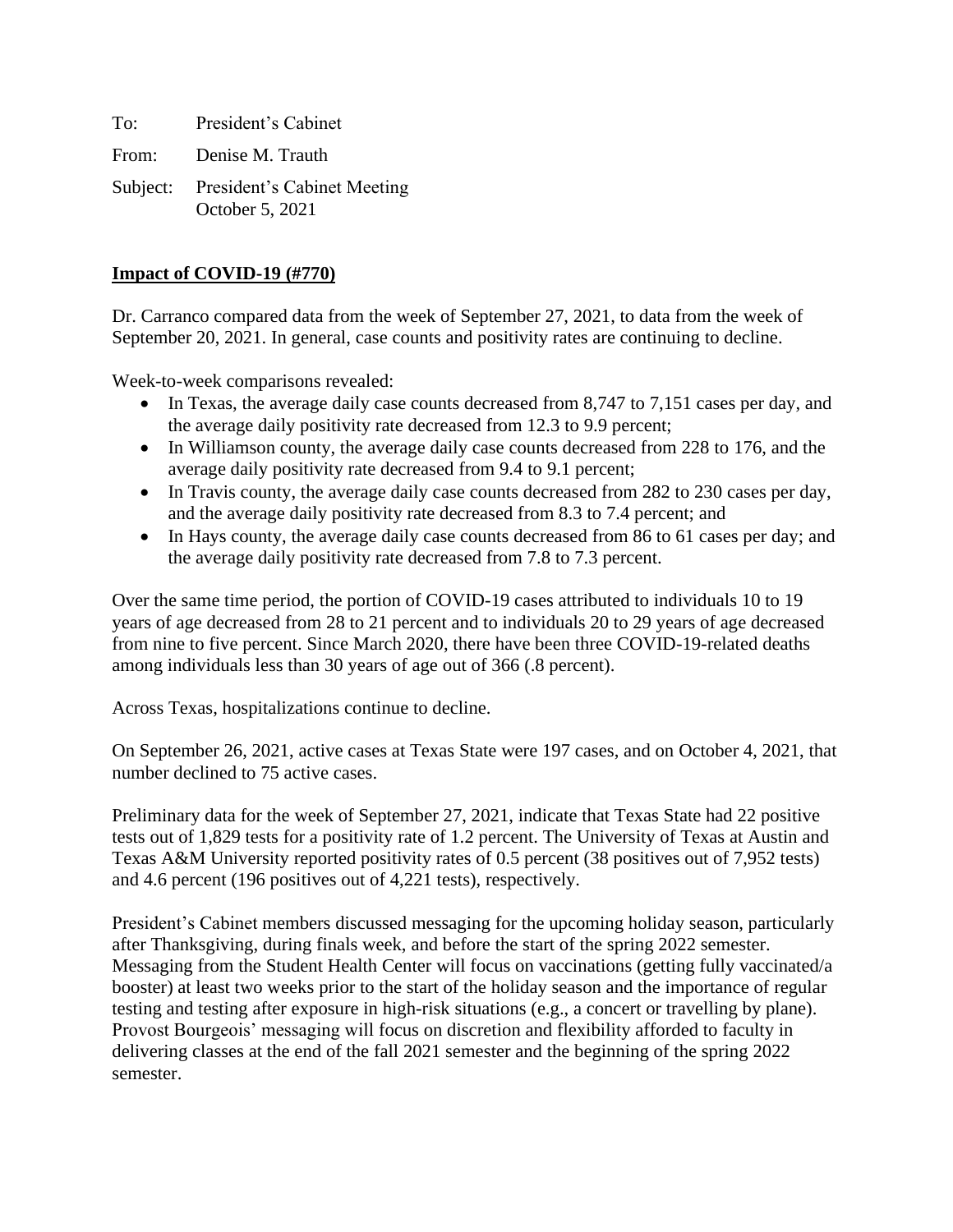To: President's Cabinet

From: Denise M. Trauth

Subject: President's Cabinet Meeting
October 5, 2021

**Impact of COVID-19 (#770)**

Dr. Carranco compared data from the week of September 27, 2021, to data from the week of September 20, 2021. In general, case counts and positivity rates are continuing to decline.

Week-to-week comparisons revealed:

- In Texas, the average daily case counts decreased from 8,747 to 7,151 cases per day, and the average daily positivity rate decreased from 12.3 to 9.9 percent;
- In Williamson county, the average daily case counts decreased from 228 to 176, and the average daily positivity rate decreased from 9.4 to 9.1 percent;
- In Travis county, the average daily case counts decreased from 282 to 230 cases per day, and the average daily positivity rate decreased from 8.3 to 7.4 percent; and
- In Hays county, the average daily case counts decreased from 86 to 61 cases per day; and the average daily positivity rate decreased from 7.8 to 7.3 percent.

Over the same time period, the portion of COVID-19 cases attributed to individuals 10 to 19 years of age decreased from 28 to 21 percent and to individuals 20 to 29 years of age decreased from nine to five percent. Since March 2020, there have been three COVID-19-related deaths among individuals less than 30 years of age out of 366 (.8 percent).

Across Texas, hospitalizations continue to decline.

On September 26, 2021, active cases at Texas State were 197 cases, and on October 4, 2021, that number declined to 75 active cases.

Preliminary data for the week of September 27, 2021, indicate that Texas State had 22 positive tests out of 1,829 tests for a positivity rate of 1.2 percent. The University of Texas at Austin and Texas A&M University reported positivity rates of 0.5 percent (38 positives out of 7,952 tests) and 4.6 percent (196 positives out of 4,221 tests), respectively.

President's Cabinet members discussed messaging for the upcoming holiday season, particularly after Thanksgiving, during finals week, and before the start of the spring 2022 semester. Messaging from the Student Health Center will focus on vaccinations (getting fully vaccinated/a booster) at least two weeks prior to the start of the holiday season and the importance of regular testing and testing after exposure in high-risk situations (e.g., a concert or travelling by plane). Provost Bourgeois' messaging will focus on discretion and flexibility afforded to faculty in delivering classes at the end of the fall 2021 semester and the beginning of the spring 2022 semester.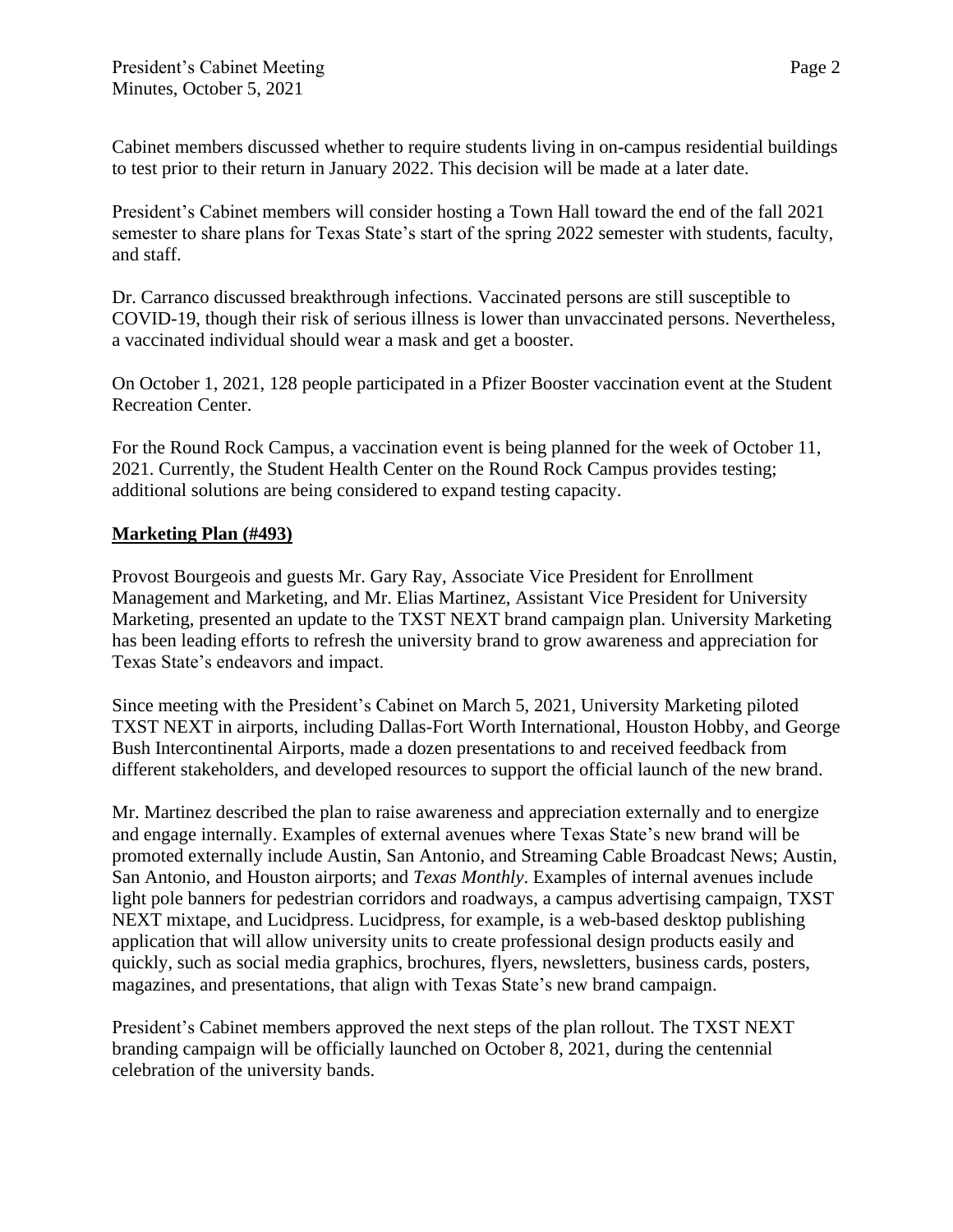Cabinet members discussed whether to require students living in on-campus residential buildings to test prior to their return in January 2022. This decision will be made at a later date.

President's Cabinet members will consider hosting a Town Hall toward the end of the fall 2021 semester to share plans for Texas State's start of the spring 2022 semester with students, faculty, and staff.

Dr. Carranco discussed breakthrough infections. Vaccinated persons are still susceptible to COVID-19, though their risk of serious illness is lower than unvaccinated persons. Nevertheless, a vaccinated individual should wear a mask and get a booster.

On October 1, 2021, 128 people participated in a Pfizer Booster vaccination event at the Student Recreation Center.

For the Round Rock Campus, a vaccination event is being planned for the week of October 11, 2021. Currently, the Student Health Center on the Round Rock Campus provides testing; additional solutions are being considered to expand testing capacity.

**Marketing Plan (#493)**

Provost Bourgeois and guests Mr. Gary Ray, Associate Vice President for Enrollment Management and Marketing, and Mr. Elias Martinez, Assistant Vice President for University Marketing, presented an update to the TXST NEXT brand campaign plan. University Marketing has been leading efforts to refresh the university brand to grow awareness and appreciation for Texas State's endeavors and impact.

Since meeting with the President's Cabinet on March 5, 2021, University Marketing piloted TXST NEXT in airports, including Dallas-Fort Worth International, Houston Hobby, and George Bush Intercontinental Airports, made a dozen presentations to and received feedback from different stakeholders, and developed resources to support the official launch of the new brand.

Mr. Martinez described the plan to raise awareness and appreciation externally and to energize and engage internally. Examples of external avenues where Texas State's new brand will be promoted externally include Austin, San Antonio, and Streaming Cable Broadcast News; Austin, San Antonio, and Houston airports; and *Texas Monthly*. Examples of internal avenues include light pole banners for pedestrian corridors and roadways, a campus advertising campaign, TXST NEXT mixtape, and Lucidpress. Lucidpress, for example, is a web-based desktop publishing application that will allow university units to create professional design products easily and quickly, such as social media graphics, brochures, flyers, newsletters, business cards, posters, magazines, and presentations, that align with Texas State's new brand campaign.

President's Cabinet members approved the next steps of the plan rollout. The TXST NEXT branding campaign will be officially launched on October 8, 2021, during the centennial celebration of the university bands.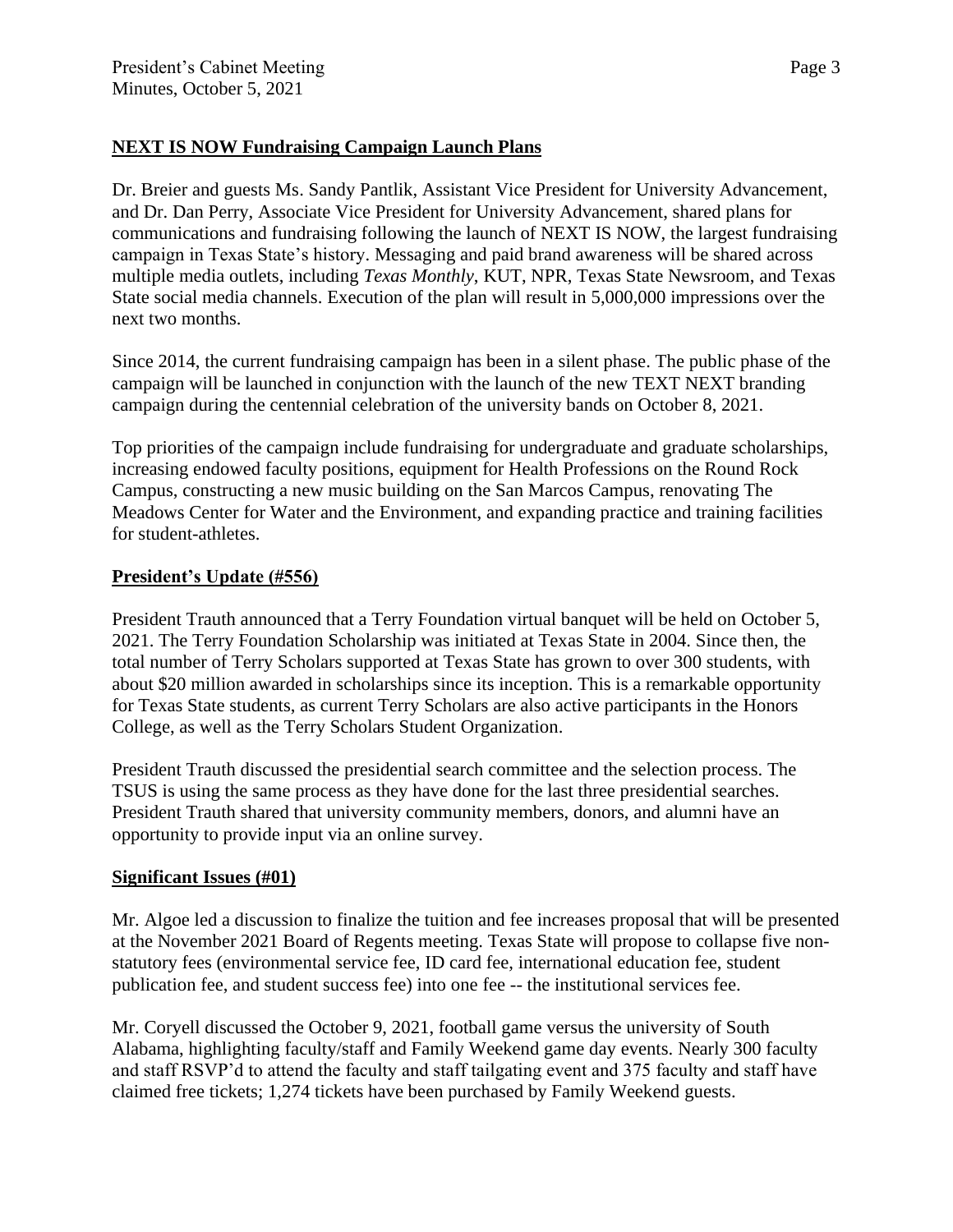## NEXT IS NOW Fundraising Campaign Launch Plans

Dr. Breier and guests Ms. Sandy Pantlik, Assistant Vice President for University Advancement, and Dr. Dan Perry, Associate Vice President for University Advancement, shared plans for communications and fundraising following the launch of NEXT IS NOW, the largest fundraising campaign in Texas State's history. Messaging and paid brand awareness will be shared across multiple media outlets, including *Texas Monthly*, KUT, NPR, Texas State Newsroom, and Texas State social media channels. Execution of the plan will result in 5,000,000 impressions over the next two months.

Since 2014, the current fundraising campaign has been in a silent phase. The public phase of the campaign will be launched in conjunction with the launch of the new TEXT NEXT branding campaign during the centennial celebration of the university bands on October 8, 2021.

Top priorities of the campaign include fundraising for undergraduate and graduate scholarships, increasing endowed faculty positions, equipment for Health Professions on the Round Rock Campus, constructing a new music building on the San Marcos Campus, renovating The Meadows Center for Water and the Environment, and expanding practice and training facilities for student-athletes.

## President's Update (#556)

President Trauth announced that a Terry Foundation virtual banquet will be held on October 5, 2021. The Terry Foundation Scholarship was initiated at Texas State in 2004. Since then, the total number of Terry Scholars supported at Texas State has grown to over 300 students, with about $20 million awarded in scholarships since its inception. This is a remarkable opportunity for Texas State students, as current Terry Scholars are also active participants in the Honors College, as well as the Terry Scholars Student Organization.

President Trauth discussed the presidential search committee and the selection process. The TSUS is using the same process as they have done for the last three presidential searches. President Trauth shared that university community members, donors, and alumni have an opportunity to provide input via an online survey.

## Significant Issues (#01)

Mr. Algoe led a discussion to finalize the tuition and fee increases proposal that will be presented at the November 2021 Board of Regents meeting. Texas State will propose to collapse five non-statutory fees (environmental service fee, ID card fee, international education fee, student publication fee, and student success fee) into one fee -- the institutional services fee.

Mr. Coryell discussed the October 9, 2021, football game versus the university of South Alabama, highlighting faculty/staff and Family Weekend game day events. Nearly 300 faculty and staff RSVP'd to attend the faculty and staff tailgating event and 375 faculty and staff have claimed free tickets; 1,274 tickets have been purchased by Family Weekend guests.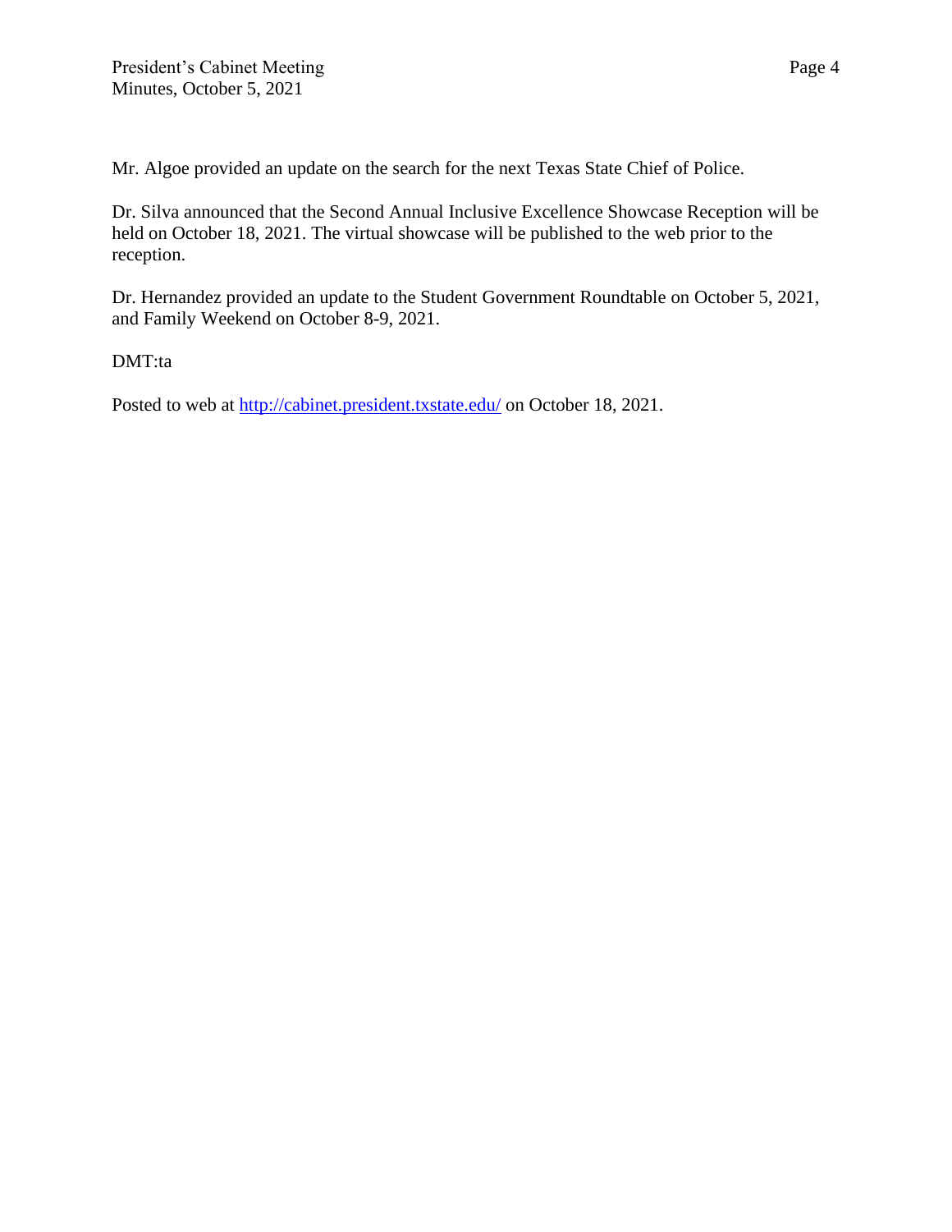Mr. Algoe provided an update on the search for the next Texas State Chief of Police.

Dr. Silva announced that the Second Annual Inclusive Excellence Showcase Reception will be held on October 18, 2021. The virtual showcase will be published to the web prior to the reception.

Dr. Hernandez provided an update to the Student Government Roundtable on October 5, 2021, and Family Weekend on October 8-9, 2021.

DMT:ta

Posted to web at http://cabinet.president.txstate.edu/ on October 18, 2021.